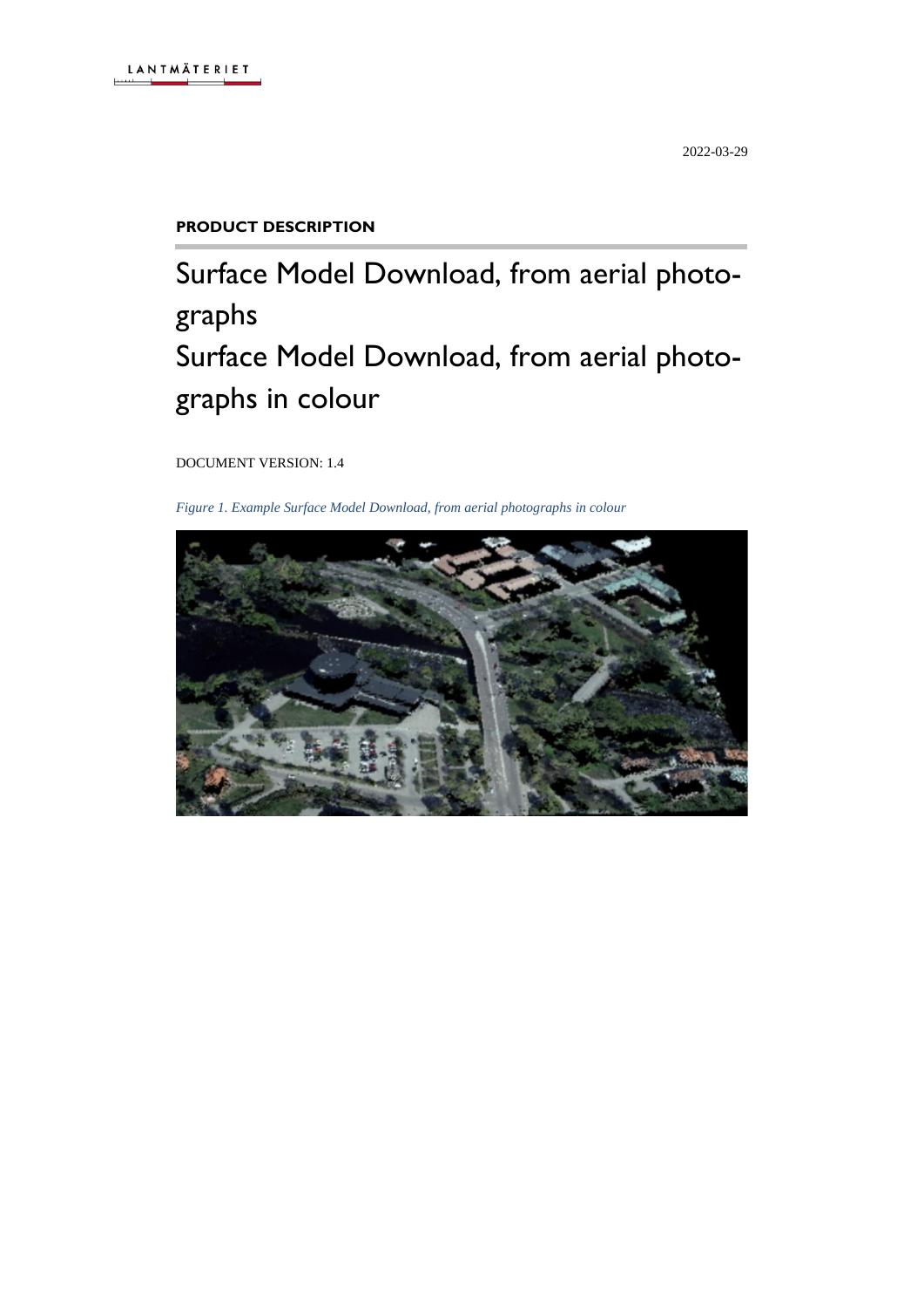LANTMÄTERIET

2022-03-29

**PRODUCT DESCRIPTION**

# Surface Model Download, from aerial photographs
# Surface Model Download, from aerial photographs in colour

DOCUMENT VERSION: 1.4

*Figure 1. Example Surface Model Download, from aerial photographs in colour*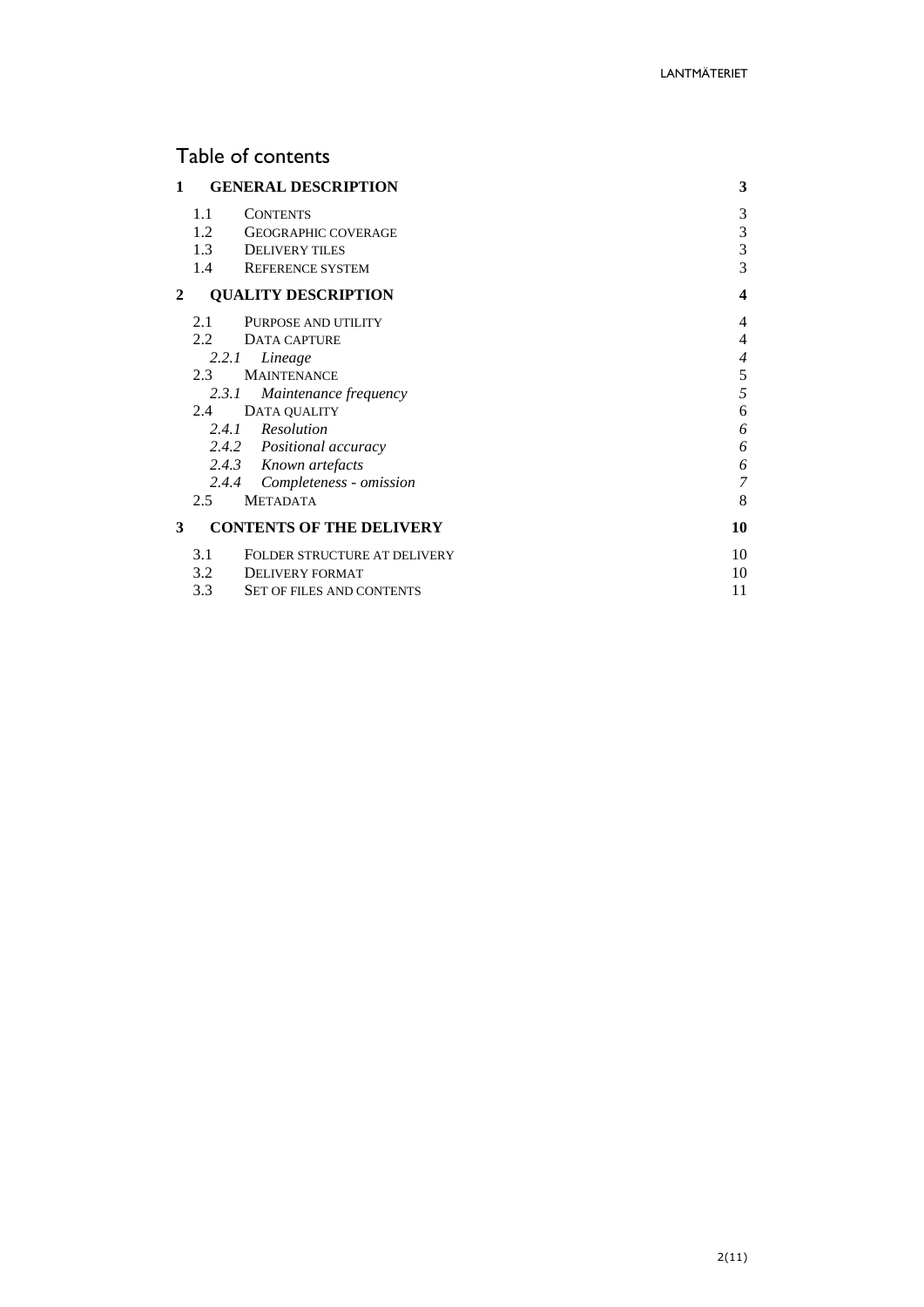# Table of contents

**1 GENERAL DESCRIPTION** **3**

- 1.1 CONTENTS 3
- 1.2 GEOGRAPHIC COVERAGE 3
- 1.3 DELIVERY TILES 3
- 1.4 REFERENCE SYSTEM 3

**2 QUALITY DESCRIPTION** **4**

- 2.1 PURPOSE AND UTILITY 4
- 2.2 DATA CAPTURE 4
  - *2.2.1 Lineage 4*
- 2.3 MAINTENANCE 5
  - *2.3.1 Maintenance frequency 5*
- 2.4 DATA QUALITY 6
  - *2.4.1 Resolution 6*
  - *2.4.2 Positional accuracy 6*
  - *2.4.3 Known artefacts 6*
  - *2.4.4 Completeness - omission 7*
- 2.5 METADATA 8

**3 CONTENTS OF THE DELIVERY** **10**

- 3.1 FOLDER STRUCTURE AT DELIVERY 10
- 3.2 DELIVERY FORMAT 10
- 3.3 SET OF FILES AND CONTENTS 11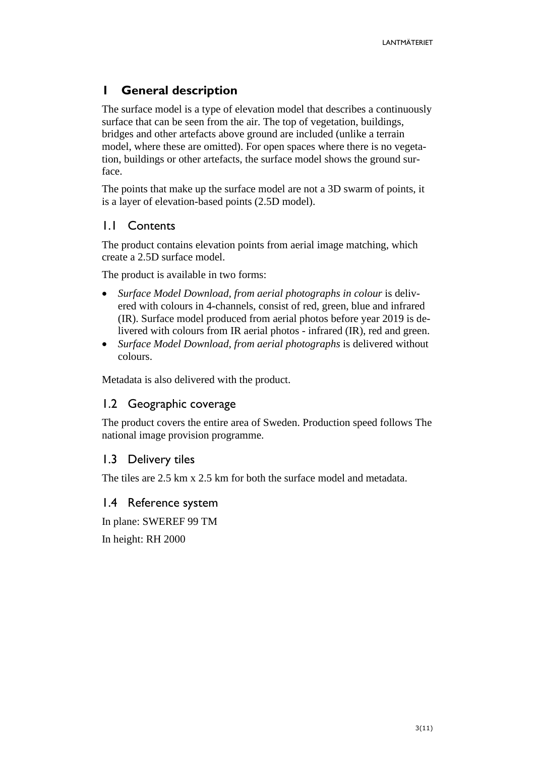# 1 General description

The surface model is a type of elevation model that describes a continuously surface that can be seen from the air. The top of vegetation, buildings, bridges and other artefacts above ground are included (unlike a terrain model, where these are omitted). For open spaces where there is no vegetation, buildings or other artefacts, the surface model shows the ground surface.

The points that make up the surface model are not a 3D swarm of points, it is a layer of elevation-based points (2.5D model).

## 1.1 Contents

The product contains elevation points from aerial image matching, which create a 2.5D surface model.

The product is available in two forms:

- *Surface Model Download, from aerial photographs in colour* is delivered with colours in 4-channels, consist of red, green, blue and infrared (IR). Surface model produced from aerial photos before year 2019 is delivered with colours from IR aerial photos - infrared (IR), red and green.
- *Surface Model Download, from aerial photographs* is delivered without colours.

Metadata is also delivered with the product.

## 1.2 Geographic coverage

The product covers the entire area of Sweden. Production speed follows The national image provision programme.

## 1.3 Delivery tiles

The tiles are 2.5 km x 2.5 km for both the surface model and metadata.

## 1.4 Reference system

In plane: SWEREF 99 TM

In height: RH 2000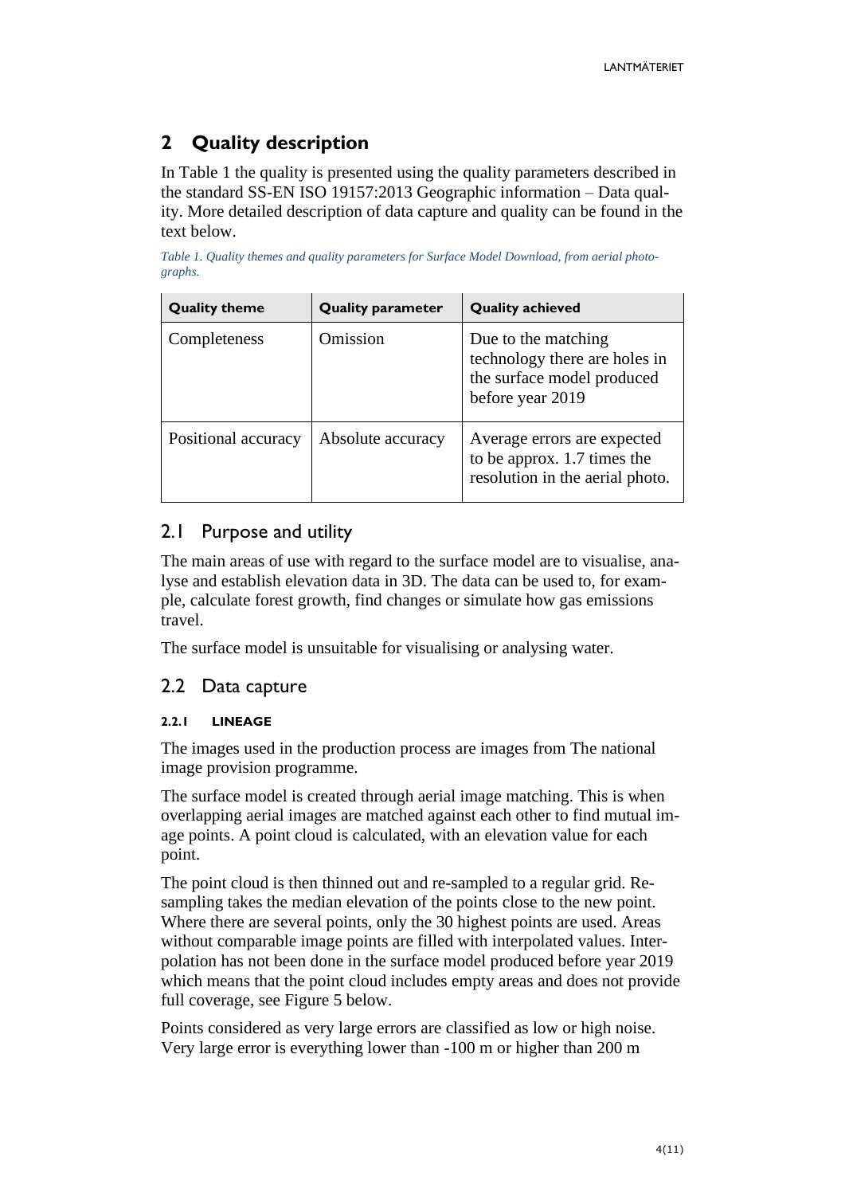# 2 Quality description

In Table 1 the quality is presented using the quality parameters described in the standard SS-EN ISO 19157:2013 Geographic information – Data quality. More detailed description of data capture and quality can be found in the text below.

*Table 1. Quality themes and quality parameters for Surface Model Download, from aerial photographs.*

| Quality theme | Quality parameter | Quality achieved |
|---|---|---|
| Completeness | Omission | Due to the matching technology there are holes in the surface model produced before year 2019 |
| Positional accuracy | Absolute accuracy | Average errors are expected to be approx. 1.7 times the resolution in the aerial photo. |

## 2.1 Purpose and utility

The main areas of use with regard to the surface model are to visualise, analyse and establish elevation data in 3D. The data can be used to, for example, calculate forest growth, find changes or simulate how gas emissions travel.

The surface model is unsuitable for visualising or analysing water.

## 2.2 Data capture

### 2.2.1 LINEAGE

The images used in the production process are images from The national image provision programme.

The surface model is created through aerial image matching. This is when overlapping aerial images are matched against each other to find mutual image points. A point cloud is calculated, with an elevation value for each point.

The point cloud is then thinned out and re-sampled to a regular grid. Re-sampling takes the median elevation of the points close to the new point. Where there are several points, only the 30 highest points are used. Areas without comparable image points are filled with interpolated values. Interpolation has not been done in the surface model produced before year 2019 which means that the point cloud includes empty areas and does not provide full coverage, see Figure 5 below.

Points considered as very large errors are classified as low or high noise. Very large error is everything lower than -100 m or higher than 200 m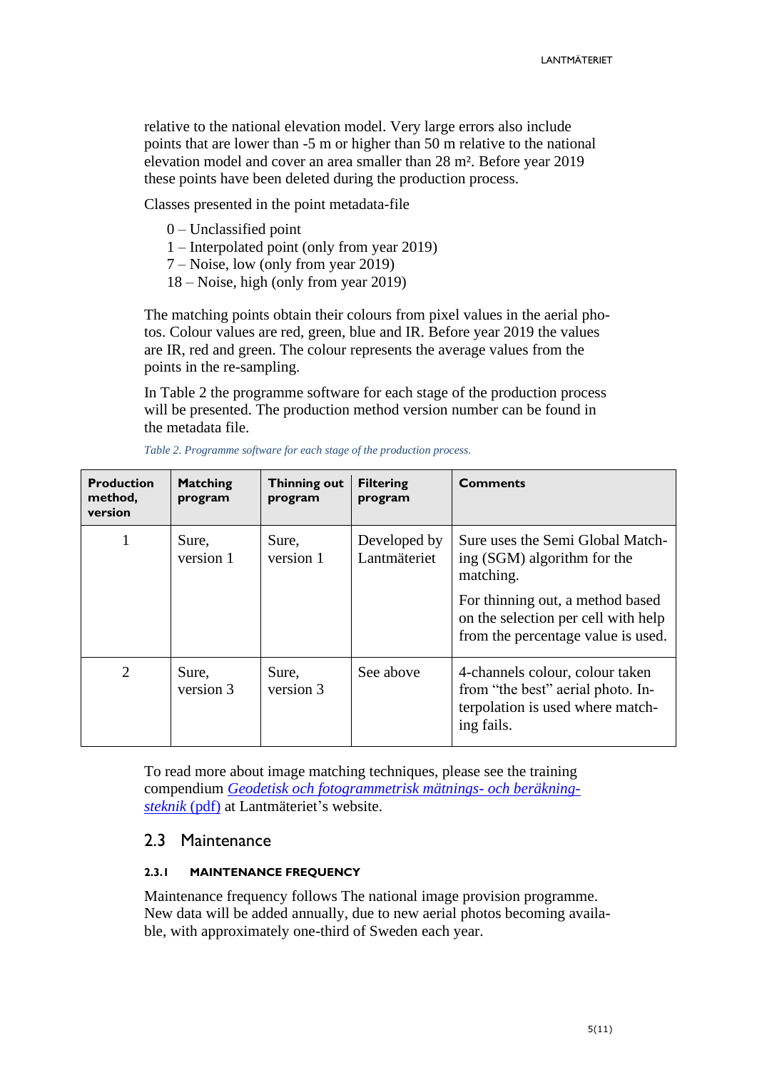relative to the national elevation model. Very large errors also include points that are lower than -5 m or higher than 50 m relative to the national elevation model and cover an area smaller than 28 m². Before year 2019 these points have been deleted during the production process.

Classes presented in the point metadata-file

- 0 – Unclassified point
- 1 – Interpolated point (only from year 2019)
- 7 – Noise, low (only from year 2019)
- 18 – Noise, high (only from year 2019)

The matching points obtain their colours from pixel values in the aerial photos. Colour values are red, green, blue and IR. Before year 2019 the values are IR, red and green. The colour represents the average values from the points in the re-sampling.

In Table 2 the programme software for each stage of the production process will be presented. The production method version number can be found in the metadata file.

*Table 2. Programme software for each stage of the production process.*

| Production method, version | Matching program | Thinning out program | Filtering program | Comments |
|---|---|---|---|---|
| 1 | Sure, version 1 | Sure, version 1 | Developed by Lantmäteriet | Sure uses the Semi Global Matching (SGM) algorithm for the matching. For thinning out, a method based on the selection per cell with help from the percentage value is used. |
| 2 | Sure, version 3 | Sure, version 3 | See above | 4-channels colour, colour taken from "the best" aerial photo. Interpolation is used where matching fails. |

To read more about image matching techniques, please see the training compendium *Geodetisk och fotogrammetrisk mätnings- och beräkningsteknik* (pdf) at Lantmäteriet's website.

## 2.3 Maintenance

### 2.3.1 MAINTENANCE FREQUENCY

Maintenance frequency follows The national image provision programme. New data will be added annually, due to new aerial photos becoming available, with approximately one-third of Sweden each year.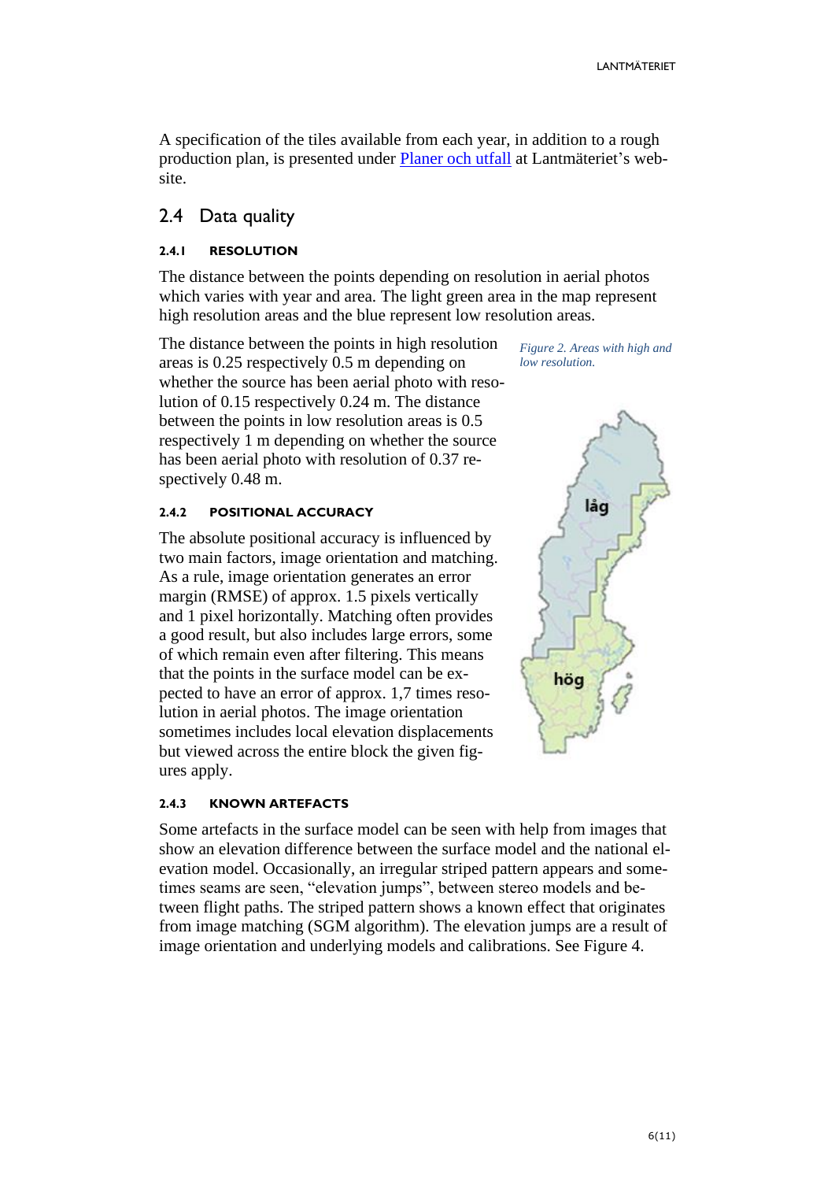A specification of the tiles available from each year, in addition to a rough production plan, is presented under [Planer och utfall] at Lantmäteriet's website.

## 2.4 Data quality

### 2.4.1 RESOLUTION

The distance between the points depending on resolution in aerial photos which varies with year and area. The light green area in the map represent high resolution areas and the blue represent low resolution areas.

The distance between the points in high resolution areas is 0.25 respectively 0.5 m depending on whether the source has been aerial photo with resolution of 0.15 respectively 0.24 m. The distance between the points in low resolution areas is 0.5 respectively 1 m depending on whether the source has been aerial photo with resolution of 0.37 respectively 0.48 m.

*Figure 2. Areas with high and low resolution.*

### 2.4.2 POSITIONAL ACCURACY

The absolute positional accuracy is influenced by two main factors, image orientation and matching. As a rule, image orientation generates an error margin (RMSE) of approx. 1.5 pixels vertically and 1 pixel horizontally. Matching often provides a good result, but also includes large errors, some of which remain even after filtering. This means that the points in the surface model can be expected to have an error of approx. 1,7 times resolution in aerial photos. The image orientation sometimes includes local elevation displacements but viewed across the entire block the given figures apply.

### 2.4.3 KNOWN ARTEFACTS

Some artefacts in the surface model can be seen with help from images that show an elevation difference between the surface model and the national elevation model. Occasionally, an irregular striped pattern appears and sometimes seams are seen, "elevation jumps", between stereo models and between flight paths. The striped pattern shows a known effect that originates from image matching (SGM algorithm). The elevation jumps are a result of image orientation and underlying models and calibrations. See Figure 4.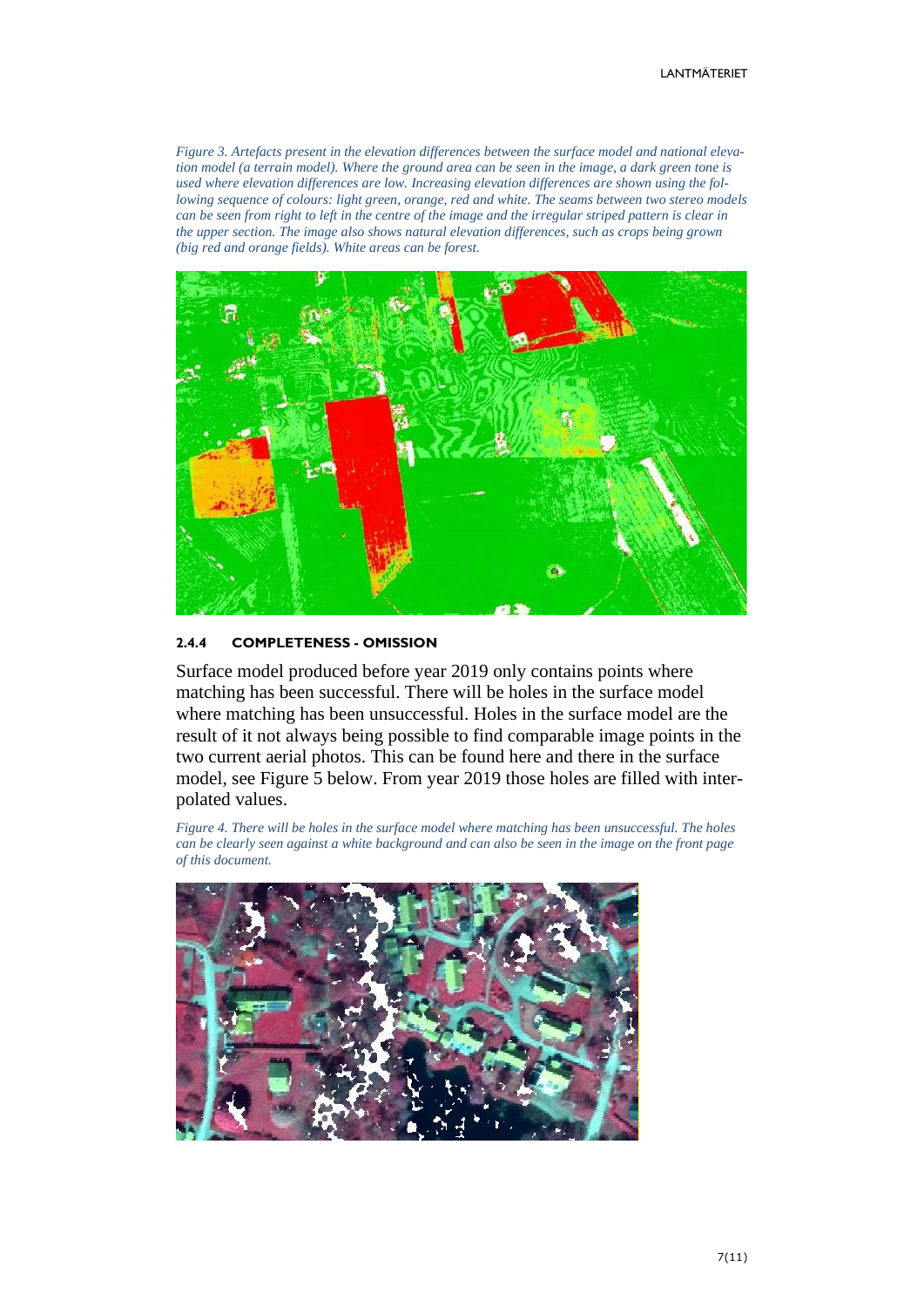*Figure 3. Artefacts present in the elevation differences between the surface model and national elevation model (a terrain model). Where the ground area can be seen in the image, a dark green tone is used where elevation differences are low. Increasing elevation differences are shown using the following sequence of colours: light green, orange, red and white. The seams between two stereo models can be seen from right to left in the centre of the image and the irregular striped pattern is clear in the upper section. The image also shows natural elevation differences, such as crops being grown (big red and orange fields). White areas can be forest.*

#### 2.4.4 COMPLETENESS - OMISSION

Surface model produced before year 2019 only contains points where matching has been successful. There will be holes in the surface model where matching has been unsuccessful. Holes in the surface model are the result of it not always being possible to find comparable image points in the two current aerial photos. This can be found here and there in the surface model, see Figure 5 below. From year 2019 those holes are filled with interpolated values.

*Figure 4. There will be holes in the surface model where matching has been unsuccessful. The holes can be clearly seen against a white background and can also be seen in the image on the front page of this document.*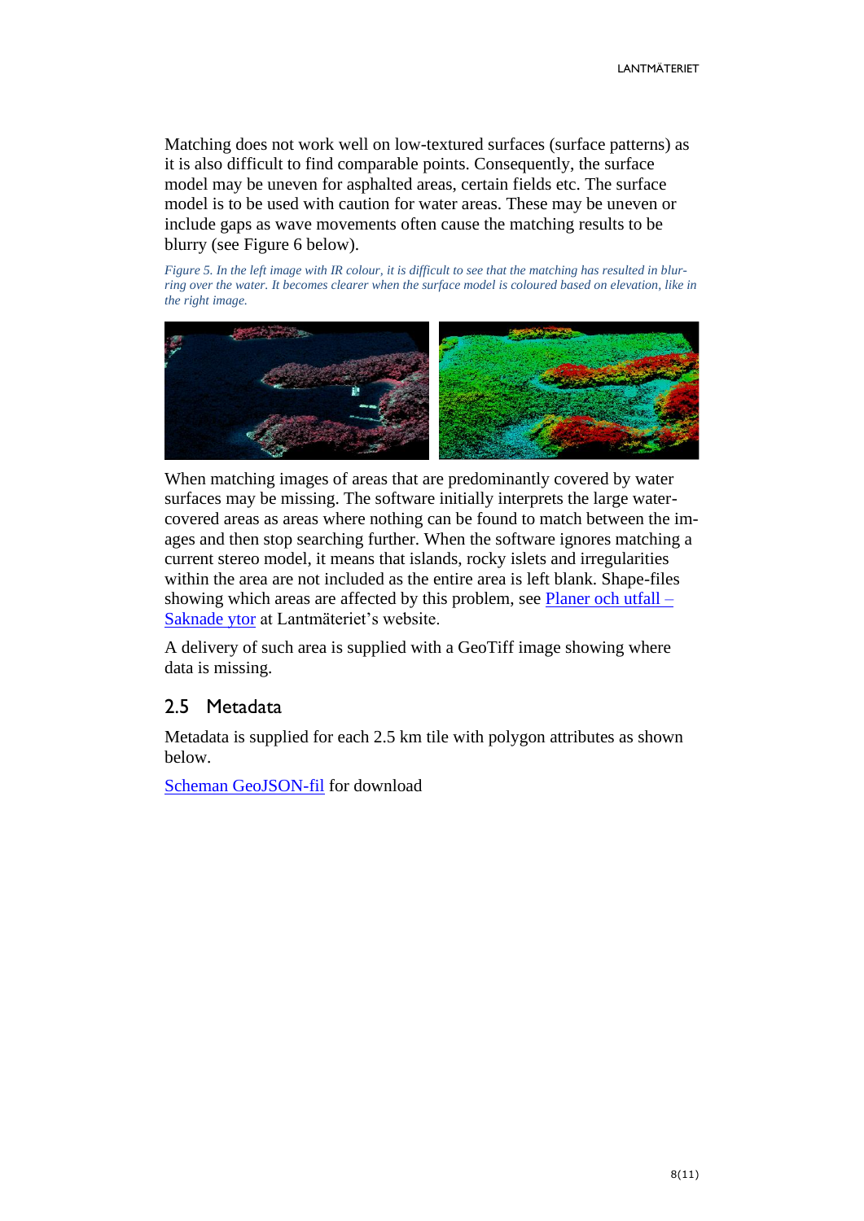Matching does not work well on low-textured surfaces (surface patterns) as it is also difficult to find comparable points. Consequently, the surface model may be uneven for asphalted areas, certain fields etc. The surface model is to be used with caution for water areas. These may be uneven or include gaps as wave movements often cause the matching results to be blurry (see Figure 6 below).

*Figure 5. In the left image with IR colour, it is difficult to see that the matching has resulted in blurring over the water. It becomes clearer when the surface model is coloured based on elevation, like in the right image.*

When matching images of areas that are predominantly covered by water surfaces may be missing. The software initially interprets the large water-covered areas as areas where nothing can be found to match between the images and then stop searching further. When the software ignores matching a current stereo model, it means that islands, rocky islets and irregularities within the area are not included as the entire area is left blank. Shape-files showing which areas are affected by this problem, see [Planer och utfall – Saknade ytor]() at Lantmäteriet's website.

A delivery of such area is supplied with a GeoTiff image showing where data is missing.

## 2.5 Metadata

Metadata is supplied for each 2.5 km tile with polygon attributes as shown below.

[Scheman GeoJSON-fil]() for download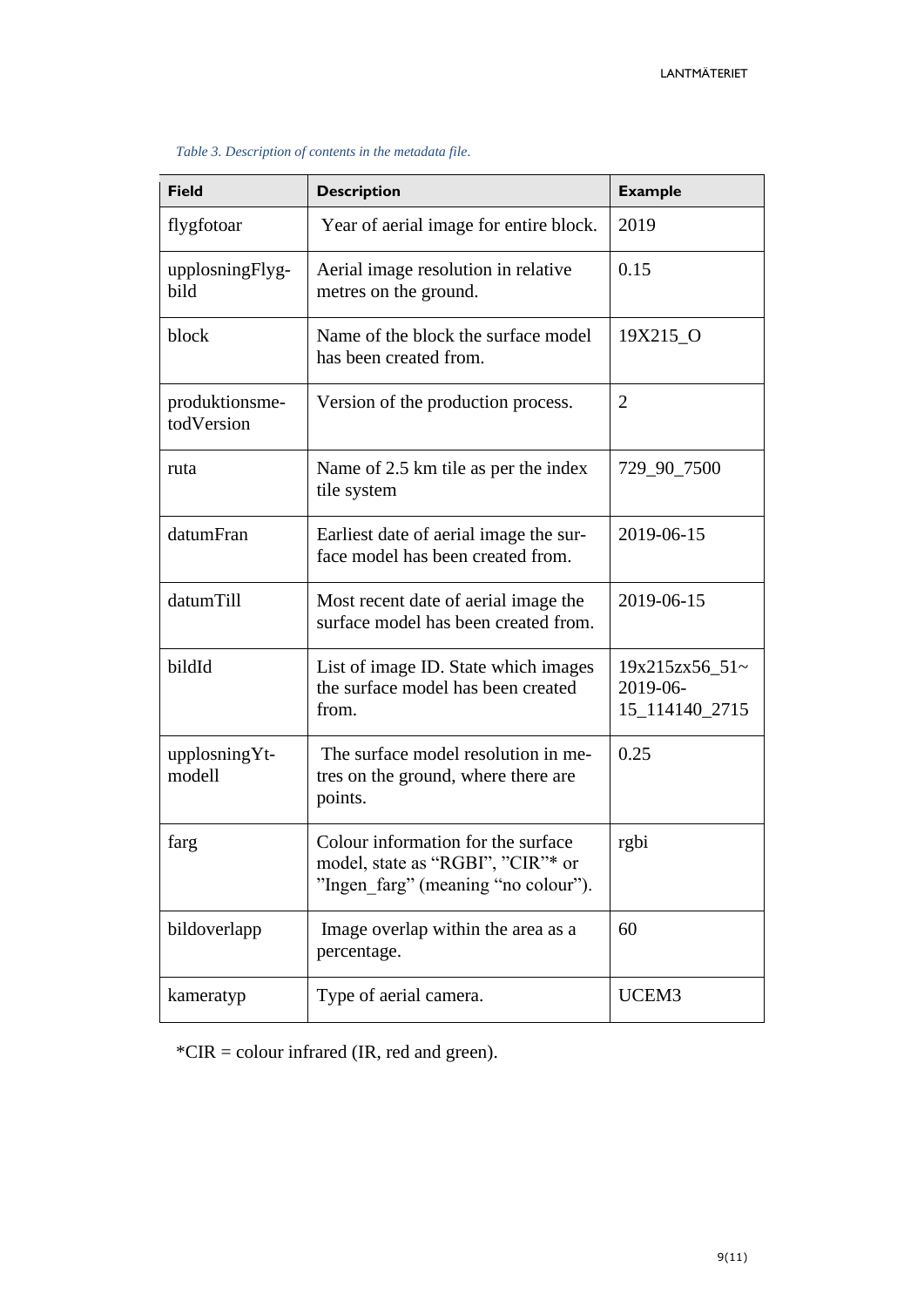*Table 3. Description of contents in the metadata file.*

| Field | Description | Example |
|---|---|---|
| flygfotoar | Year of aerial image for entire block. | 2019 |
| upplosningFlyg-bild | Aerial image resolution in relative metres on the ground. | 0.15 |
| block | Name of the block the surface model has been created from. | 19X215_O |
| produktionsme-todVersion | Version of the production process. | 2 |
| ruta | Name of 2.5 km tile as per the index tile system | 729_90_7500 |
| datumFran | Earliest date of aerial image the sur-face model has been created from. | 2019-06-15 |
| datumTill | Most recent date of aerial image the surface model has been created from. | 2019-06-15 |
| bildId | List of image ID. State which images the surface model has been created from. | 19x215zx56_51~ 2019-06-15_114140_2715 |
| upplosningYt-modell | The surface model resolution in me-tres on the ground, where there are points. | 0.25 |
| farg | Colour information for the surface model, state as "RGBI", "CIR"* or "Ingen_farg" (meaning "no colour"). | rgbi |
| bildoverlapp | Image overlap within the area as a percentage. | 60 |
| kameratyp | Type of aerial camera. | UCEM3 |

*CIR = colour infrared (IR, red and green).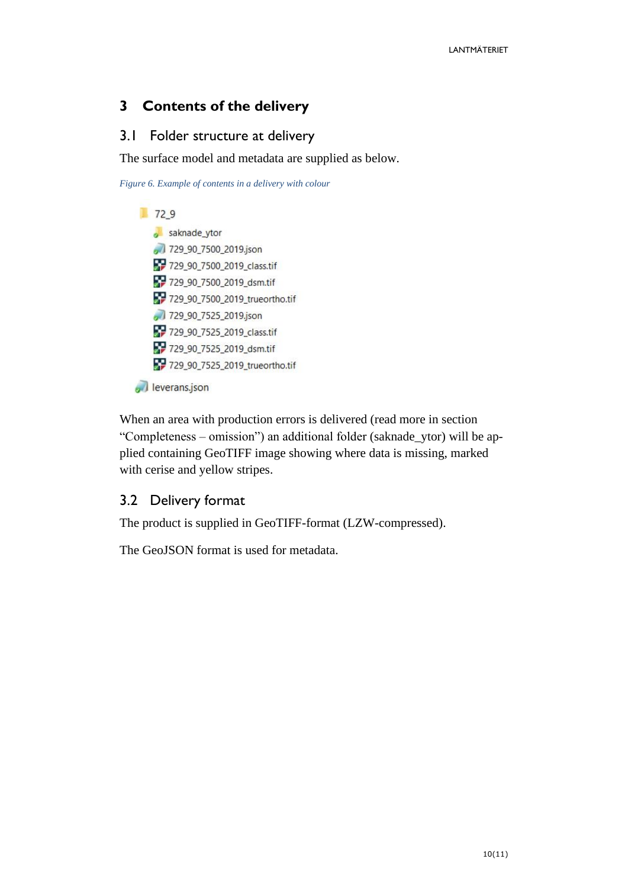# 3 Contents of the delivery

## 3.1 Folder structure at delivery

The surface model and metadata are supplied as below.

*Figure 6. Example of contents in a delivery with colour*

```
72_9
    saknade_ytor
    729_90_7500_2019.json
    729_90_7500_2019_class.tif
    729_90_7500_2019_dsm.tif
    729_90_7500_2019_trueortho.tif
    729_90_7525_2019.json
    729_90_7525_2019_class.tif
    729_90_7525_2019_dsm.tif
    729_90_7525_2019_trueortho.tif
leverans.json
```

When an area with production errors is delivered (read more in section "Completeness – omission") an additional folder (saknade_ytor) will be applied containing GeoTIFF image showing where data is missing, marked with cerise and yellow stripes.

## 3.2 Delivery format

The product is supplied in GeoTIFF-format (LZW-compressed).

The GeoJSON format is used for metadata.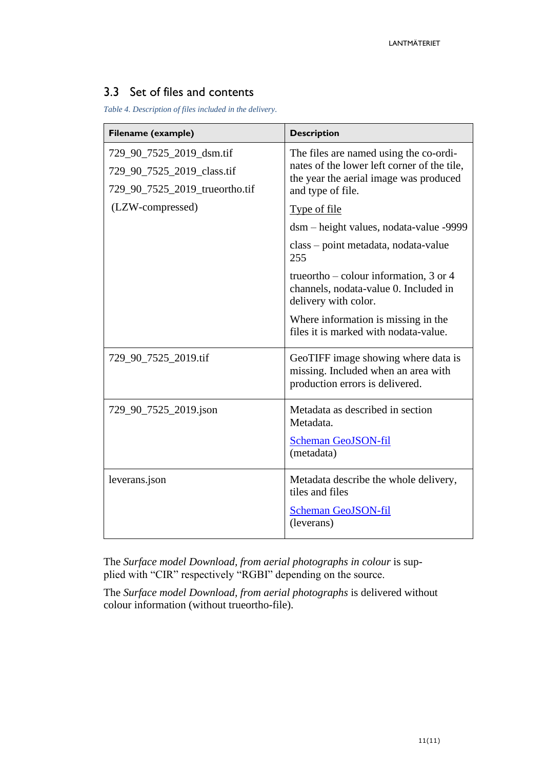## 3.3 Set of files and contents

*Table 4. Description of files included in the delivery.*

| Filename (example) | Description |
|---|---|
| 729_90_7525_2019_dsm.tif<br>729_90_7525_2019_class.tif<br>729_90_7525_2019_trueortho.tif<br>(LZW-compressed) | The files are named using the co-ordinates of the lower left corner of the tile, the year the aerial image was produced and type of file.<br>Type of file<br>dsm – height values, nodata-value -9999<br>class – point metadata, nodata-value 255<br>trueortho – colour information, 3 or 4 channels, nodata-value 0. Included in delivery with color.<br>Where information is missing in the files it is marked with nodata-value. |
| 729_90_7525_2019.tif | GeoTIFF image showing where data is missing. Included when an area with production errors is delivered. |
| 729_90_7525_2019.json | Metadata as described in section Metadata.<br>Scheman GeoJSON-fil (metadata) |
| leverans.json | Metadata describe the whole delivery, tiles and files<br>Scheman GeoJSON-fil (leverans) |

The *Surface model Download, from aerial photographs in colour* is supplied with “CIR” respectively “RGBI” depending on the source.

The *Surface model Download, from aerial photographs* is delivered without colour information (without trueortho-file).